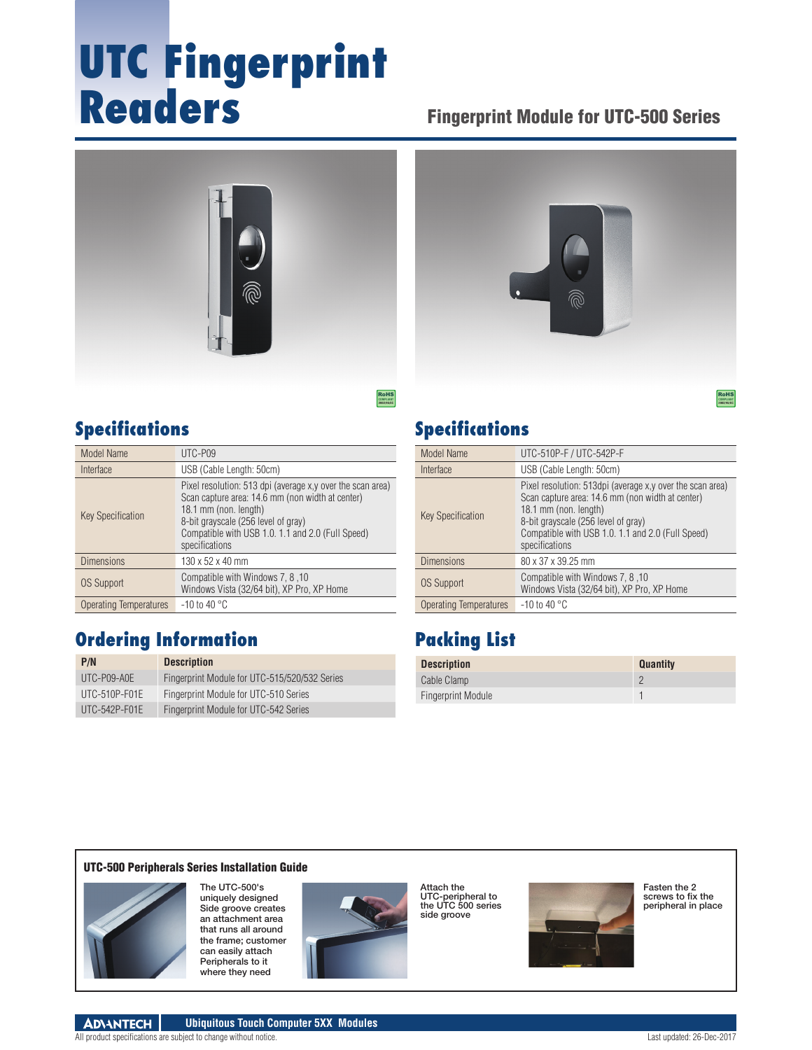# UTC Fingerprint Readers

## Fingerprint Module for UTC-500 Series

RoHS COMPLIANT 2002/95/EC

## Specifications

| Model Name | UTC-P09 |
|---|---|
| Interface | USB (Cable Length: 50cm) |
| Key Specification | Pixel resolution: 513 dpi (average x,y over the scan area)<br>Scan capture area: 14.6 mm (non width at center)<br>18.1 mm (non. length)<br>8-bit grayscale (256 level of gray)<br>Compatible with USB 1.0. 1.1 and 2.0 (Full Speed) specifications |
| Dimensions | 130 x 52 x 40 mm |
| OS Support | Compatible with Windows 7, 8 ,10<br>Windows Vista (32/64 bit), XP Pro, XP Home |
| Operating Temperatures | -10 to 40 °C |

## Ordering Information

| P/N | Description |
|---|---|
| UTC-P09-A0E | Fingerprint Module for UTC-515/520/532 Series |
| UTC-510P-F01E | Fingerprint Module for UTC-510 Series |
| UTC-542P-F01E | Fingerprint Module for UTC-542 Series |

RoHS COMPLIANT 2002/95/EC

## Specifications

| Model Name | UTC-510P-F / UTC-542P-F |
|---|---|
| Interface | USB (Cable Length: 50cm) |
| Key Specification | Pixel resolution: 513dpi (average x,y over the scan area)<br>Scan capture area: 14.6 mm (non width at center)<br>18.1 mm (non. length)<br>8-bit grayscale (256 level of gray)<br>Compatible with USB 1.0. 1.1 and 2.0 (Full Speed) specifications |
| Dimensions | 80 x 37 x 39.25 mm |
| OS Support | Compatible with Windows 7, 8 ,10<br>Windows Vista (32/64 bit), XP Pro, XP Home |
| Operating Temperatures | -10 to 40 °C |

## Packing List

| Description | Quantity |
|---|---|
| Cable Clamp | 2 |
| Fingerprint Module | 1 |

### UTC-500 Peripherals Series Installation Guide

The UTC-500's uniquely designed Side groove creates an attachment area that runs all around the frame; customer can easily attach Peripherals to it where they need

Attach the UTC-peripheral to the UTC 500 series side groove

Fasten the 2 screws to fix the peripheral in place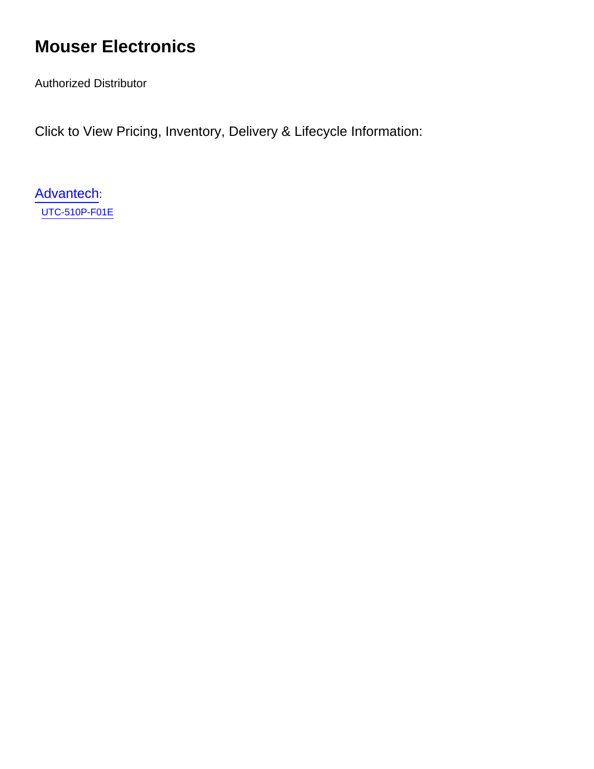# Mouser Electronics

Authorized Distributor

Click to View Pricing, Inventory, Delivery & Lifecycle Information:

Advantech:

UTC-510P-F01E